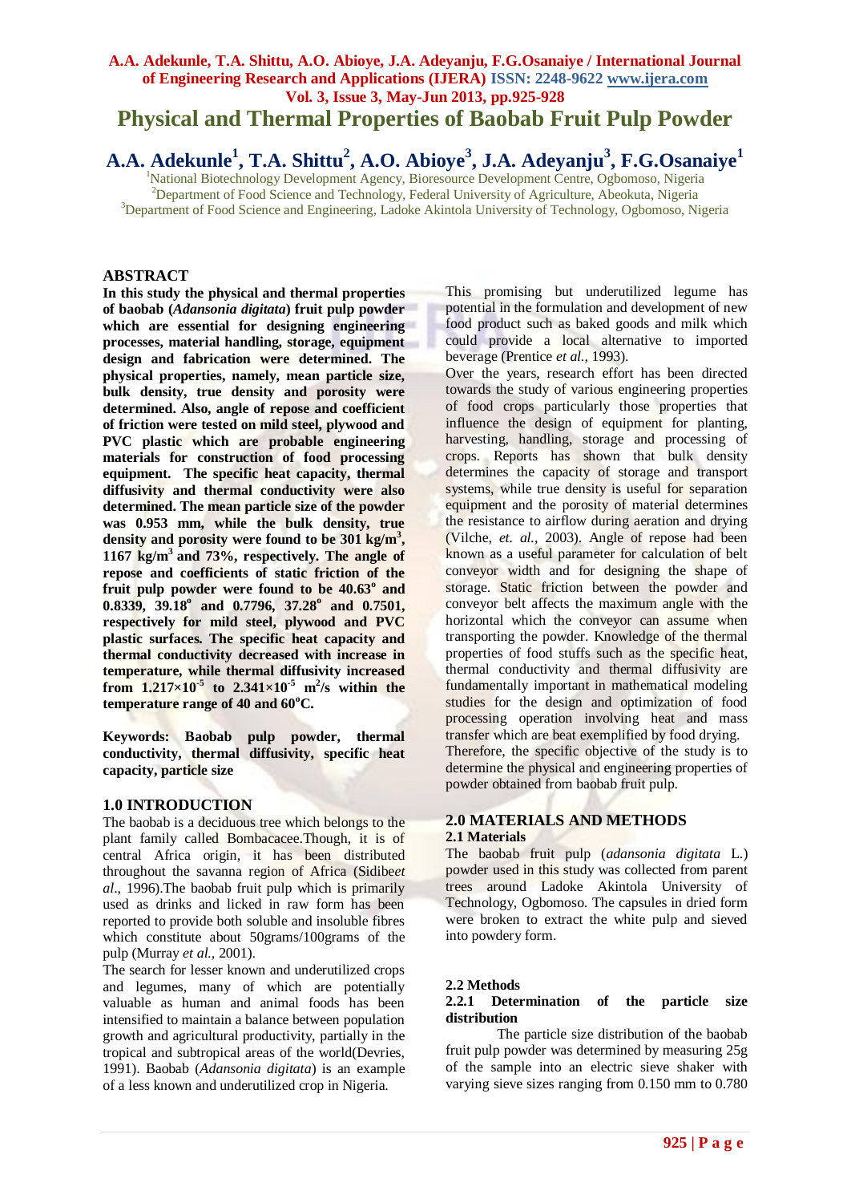# Physical and Thermal Properties of Baobab Fruit Pulp Powder

## A.A. Adekunle[1], T.A. Shittu[2], A.O. Abioye[3], J.A. Adeyanju[3], F.G.Osanaiye[1]

[1]National Biotechnology Development Agency, Bioresource Development Centre, Ogbomoso, Nigeria
[2]Department of Food Science and Technology, Federal University of Agriculture, Abeokuta, Nigeria
[3]Department of Food Science and Engineering, Ladoke Akintola University of Technology, Ogbomoso, Nigeria

## ABSTRACT

**In this study the physical and thermal properties of baobab (*Adansonia digitata*) fruit pulp powder which are essential for designing engineering processes, material handling, storage, equipment design and fabrication were determined. The physical properties, namely, mean particle size, bulk density, true density and porosity were determined. Also, angle of repose and coefficient of friction were tested on mild steel, plywood and PVC plastic which are probable engineering materials for construction of food processing equipment. The specific heat capacity, thermal diffusivity and thermal conductivity were also determined. The mean particle size of the powder was 0.953 mm, while the bulk density, true density and porosity were found to be 301 kg/m$^3$, 1167 kg/m$^3$ and 73%, respectively. The angle of repose and coefficients of static friction of the fruit pulp powder were found to be 40.63$^o$ and 0.8339, 39.18$^o$ and 0.7796, 37.28$^o$ and 0.7501, respectively for mild steel, plywood and PVC plastic surfaces. The specific heat capacity and thermal conductivity decreased with increase in temperature, while thermal diffusivity increased from 1.217×10$^{-5}$ to 2.341×10$^{-5}$ m$^2$/s within the temperature range of 40 and 60$^o$C.**

**Keywords: Baobab pulp powder, thermal conductivity, thermal diffusivity, specific heat capacity, particle size**

## 1.0 INTRODUCTION

The baobab is a deciduous tree which belongs to the plant family called Bombacacee.Though, it is of central Africa origin, it has been distributed throughout the savanna region of Africa (Sidibe*et al*., 1996).The baobab fruit pulp which is primarily used as drinks and licked in raw form has been reported to provide both soluble and insoluble fibres which constitute about 50grams/100grams of the pulp (Murray *et al.*, 2001).

The search for lesser known and underutilized crops and legumes, many of which are potentially valuable as human and animal foods has been intensified to maintain a balance between population growth and agricultural productivity, partially in the tropical and subtropical areas of the world(Devries, 1991). Baobab (*Adansonia digitata*) is an example of a less known and underutilized crop in Nigeria.

This promising but underutilized legume has potential in the formulation and development of new food product such as baked goods and milk which could provide a local alternative to imported beverage (Prentice *et al.*, 1993).

Over the years, research effort has been directed towards the study of various engineering properties of food crops particularly those properties that influence the design of equipment for planting, harvesting, handling, storage and processing of crops. Reports has shown that bulk density determines the capacity of storage and transport systems, while true density is useful for separation equipment and the porosity of material determines the resistance to airflow during aeration and drying (Vilche, *et. al.*, 2003). Angle of repose had been known as a useful parameter for calculation of belt conveyor width and for designing the shape of storage. Static friction between the powder and conveyor belt affects the maximum angle with the horizontal which the conveyor can assume when transporting the powder. Knowledge of the thermal properties of food stuffs such as the specific heat, thermal conductivity and thermal diffusivity are fundamentally important in mathematical modeling studies for the design and optimization of food processing operation involving heat and mass transfer which are beat exemplified by food drying.

Therefore, the specific objective of the study is to determine the physical and engineering properties of powder obtained from baobab fruit pulp.

## 2.0 MATERIALS AND METHODS

### 2.1 Materials

The baobab fruit pulp (*adansonia digitata* L.) powder used in this study was collected from parent trees around Ladoke Akintola University of Technology, Ogbomoso. The capsules in dried form were broken to extract the white pulp and sieved into powdery form.

### 2.2 Methods

#### 2.2.1 Determination of the particle size distribution

The particle size distribution of the baobab fruit pulp powder was determined by measuring 25g of the sample into an electric sieve shaker with varying sieve sizes ranging from 0.150 mm to 0.780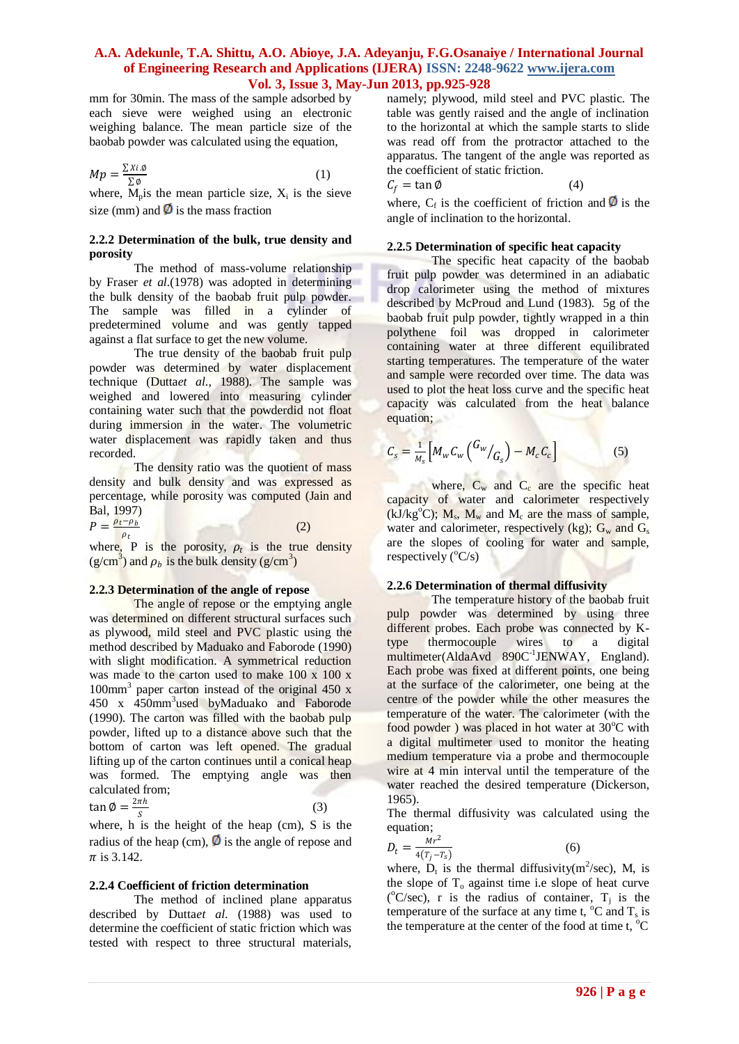mm for 30min. The mass of the sample adsorbed by each sieve were weighed using an electronic weighing balance. The mean particle size of the baobab powder was calculated using the equation,

$$Mp = \frac{\sum Xi.\emptyset}{\sum \emptyset} \qquad (1)$$

where, $M_p$is the mean particle size, $X_i$ is the sieve size (mm) and $\emptyset$ is the mass fraction

### 2.2.2 Determination of the bulk, true density and porosity

The method of mass-volume relationship by Fraser *et al.*(1978) was adopted in determining the bulk density of the baobab fruit pulp powder. The sample was filled in a cylinder of predetermined volume and was gently tapped against a flat surface to get the new volume.

The true density of the baobab fruit pulp powder was determined by water displacement technique (Dutta*et al.*, 1988). The sample was weighed and lowered into measuring cylinder containing water such that the powderdid not float during immersion in the water. The volumetric water displacement was rapidly taken and thus recorded.

The density ratio was the quotient of mass density and bulk density and was expressed as percentage, while porosity was computed (Jain and Bal, 1997)

$$P = \frac{\rho_t - \rho_b}{\rho_t} \qquad (2)$$

where, P is the porosity, $\rho_t$ is the true density ($g/cm^3$) and $\rho_b$ is the bulk density ($g/cm^3$)

### 2.2.3 Determination of the angle of repose

The angle of repose or the emptying angle was determined on different structural surfaces such as plywood, mild steel and PVC plastic using the method described by Maduako and Faborode (1990) with slight modification. A symmetrical reduction was made to the carton used to make 100 x 100 x $100mm^3$ paper carton instead of the original 450 x 450 x $450mm^3$used byMaduako and Faborode (1990). The carton was filled with the baobab pulp powder, lifted up to a distance above such that the bottom of carton was left opened. The gradual lifting up of the carton continues until a conical heap was formed. The emptying angle was then calculated from;

$$\tan \emptyset = \frac{2\pi h}{S} \qquad (3)$$

where, h is the height of the heap (cm), S is the radius of the heap (cm), $\emptyset$ is the angle of repose and $\pi$ is 3.142.

### 2.2.4 Coefficient of friction determination

The method of inclined plane apparatus described by Dutta*et al.* (1988) was used to determine the coefficient of static friction which was tested with respect to three structural materials, namely; plywood, mild steel and PVC plastic. The table was gently raised and the angle of inclination to the horizontal at which the sample starts to slide was read off from the protractor attached to the apparatus. The tangent of the angle was reported as the coefficient of static friction.

$$C_f = \tan \emptyset \qquad (4)$$

where, $C_f$ is the coefficient of friction and $\emptyset$ is the angle of inclination to the horizontal.

### 2.2.5 Determination of specific heat capacity

The specific heat capacity of the baobab fruit pulp powder was determined in an adiabatic drop calorimeter using the method of mixtures described by McProud and Lund (1983). 5g of the baobab fruit pulp powder, tightly wrapped in a thin polythene foil was dropped in calorimeter containing water at three different equilibrated starting temperatures. The temperature of the water and sample were recorded over time. The data was used to plot the heat loss curve and the specific heat capacity was calculated from the heat balance equation;

$$C_s = \frac{1}{M_s}\left[M_w C_w \left({}^{G_w}/_{G_s}\right) - M_c C_c\right] \qquad (5)$$

where, $C_w$ and $C_c$ are the specific heat capacity of water and calorimeter respectively ($kJ/kg^oC$); $M_s$, $M_w$ and $M_c$ are the mass of sample, water and calorimeter, respectively (kg); $G_w$ and $G_s$ are the slopes of cooling for water and sample, respectively ($^oC/s$)

### 2.2.6 Determination of thermal diffusivity

The temperature history of the baobab fruit pulp powder was determined by using three different probes. Each probe was connected by K-type thermocouple wires to a digital multimeter(AldaAvd $890C^{-1}$JENWAY, England). Each probe was fixed at different points, one being at the surface of the calorimeter, one being at the centre of the powder while the other measures the temperature of the water. The calorimeter (with the food powder ) was placed in hot water at $30^oC$ with a digital multimeter used to monitor the heating medium temperature via a probe and thermocouple wire at 4 min interval until the temperature of the water reached the desired temperature (Dickerson, 1965).

The thermal diffusivity was calculated using the equation;

$$D_t = \frac{Mr^2}{4(T_j - T_s)} \qquad (6)$$

where, $D_t$ is the thermal diffusivity($m^2$/sec), M, is the slope of $T_o$ against time i.e slope of heat curve ($^oC$/sec), r is the radius of container, $T_j$ is the temperature of the surface at any time t, $^oC$ and $T_s$ is the temperature at the center of the food at time t, $^oC$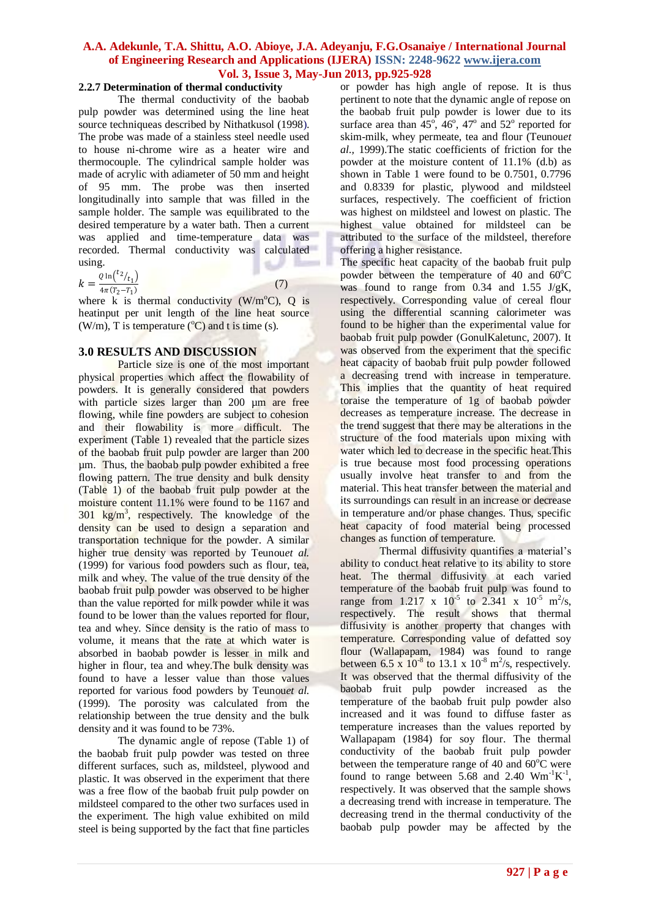### 2.2.7 Determination of thermal conductivity

The thermal conductivity of the baobab pulp powder was determined using the line heat source techniqueas described by Nithatkusol (1998). The probe was made of a stainless steel needle used to house ni-chrome wire as a heater wire and thermocouple. The cylindrical sample holder was made of acrylic with adiameter of 50 mm and height of 95 mm. The probe was then inserted longitudinally into sample that was filled in the sample holder. The sample was equilibrated to the desired temperature by a water bath. Then a current was applied and time-temperature data was recorded. Thermal conductivity was calculated using.

$$k = \frac{Q \ln\left(t_2/t_1\right)}{4\pi\left(T_2 - T_1\right)} \quad (7)$$

where k is thermal conductivity (W/m$^{o}$C), Q is heatinput per unit length of the line heat source (W/m), T is temperature ($^{o}$C) and t is time (s).

## 3.0 RESULTS AND DISCUSSION

Particle size is one of the most important physical properties which affect the flowability of powders. It is generally considered that powders with particle sizes larger than 200 µm are free flowing, while fine powders are subject to cohesion and their flowability is more difficult. The experiment (Table 1) revealed that the particle sizes of the baobab fruit pulp powder are larger than 200 µm. Thus, the baobab pulp powder exhibited a free flowing pattern. The true density and bulk density (Table 1) of the baobab fruit pulp powder at the moisture content 11.1% were found to be 1167 and 301 kg/m$^3$, respectively. The knowledge of the density can be used to design a separation and transportation technique for the powder. A similar higher true density was reported by Teunou*et al.* (1999) for various food powders such as flour, tea, milk and whey. The value of the true density of the baobab fruit pulp powder was observed to be higher than the value reported for milk powder while it was found to be lower than the values reported for flour, tea and whey. Since density is the ratio of mass to volume, it means that the rate at which water is absorbed in baobab powder is lesser in milk and higher in flour, tea and whey.The bulk density was found to have a lesser value than those values reported for various food powders by Teunou*et al.* (1999). The porosity was calculated from the relationship between the true density and the bulk density and it was found to be 73%.

The dynamic angle of repose (Table 1) of the baobab fruit pulp powder was tested on three different surfaces, such as, mildsteel, plywood and plastic. It was observed in the experiment that there was a free flow of the baobab fruit pulp powder on mildsteel compared to the other two surfaces used in the experiment. The high value exhibited on mild steel is being supported by the fact that fine particles or powder has high angle of repose. It is thus pertinent to note that the dynamic angle of repose on the baobab fruit pulp powder is lower due to its surface area than 45$^{o}$, 46$^{o}$, 47$^{o}$ and 52$^{o}$ reported for skim-milk, whey permeate, tea and flour (Teunou*et al.,* 1999).The static coefficients of friction for the powder at the moisture content of 11.1% (d.b) as shown in Table 1 were found to be 0.7501, 0.7796 and 0.8339 for plastic, plywood and mildsteel surfaces, respectively. The coefficient of friction was highest on mildsteel and lowest on plastic. The highest value obtained for mildsteel can be attributed to the surface of the mildsteel, therefore offering a higher resistance.

The specific heat capacity of the baobab fruit pulp powder between the temperature of 40 and 60$^{o}$C was found to range from 0.34 and 1.55 J/gK, respectively. Corresponding value of cereal flour using the differential scanning calorimeter was found to be higher than the experimental value for baobab fruit pulp powder (GonulKaletunc, 2007). It was observed from the experiment that the specific heat capacity of baobab fruit pulp powder followed a decreasing trend with increase in temperature. This implies that the quantity of heat required toraise the temperature of 1g of baobab powder decreases as temperature increase. The decrease in the trend suggest that there may be alterations in the structure of the food materials upon mixing with water which led to decrease in the specific heat.This is true because most food processing operations usually involve heat transfer to and from the material. This heat transfer between the material and its surroundings can result in an increase or decrease in temperature and/or phase changes. Thus, specific heat capacity of food material being processed changes as function of temperature.

Thermal diffusivity quantifies a material's ability to conduct heat relative to its ability to store heat. The thermal diffusivity at each varied temperature of the baobab fruit pulp was found to range from 1.217 x 10$^{-5}$ to 2.341 x 10$^{-5}$ m$^2$/s, respectively. The result shows that thermal diffusivity is another property that changes with temperature. Corresponding value of defatted soy flour (Wallapapam, 1984) was found to range between 6.5 x 10$^{-8}$ to 13.1 x 10$^{-8}$ m$^2$/s, respectively. It was observed that the thermal diffusivity of the baobab fruit pulp powder increased as the temperature of the baobab fruit pulp powder also increased and it was found to diffuse faster as temperature increases than the values reported by Wallapapam (1984) for soy flour. The thermal conductivity of the baobab fruit pulp powder between the temperature range of 40 and 60$^{o}$C were found to range between 5.68 and 2.40 Wm$^{-1}$K$^{-1}$, respectively. It was observed that the sample shows a decreasing trend with increase in temperature. The decreasing trend in the thermal conductivity of the baobab pulp powder may be affected by the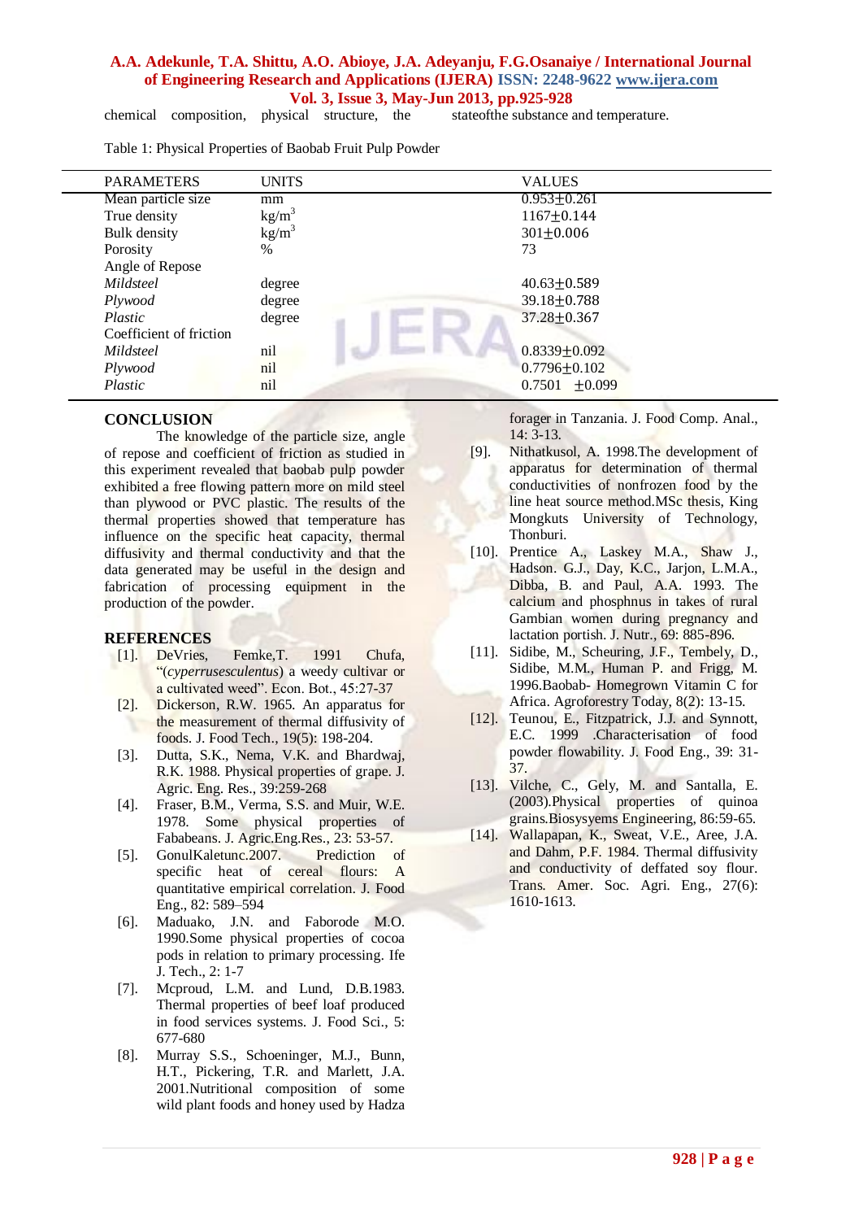chemical composition, physical structure, the stateofthe substance and temperature.

Table 1: Physical Properties of Baobab Fruit Pulp Powder

| PARAMETERS | UNITS | VALUES |
|---|---|---|
| Mean particle size | mm | 0.953±0.261 |
| True density | $kg/m^3$ | 1167±0.144 |
| Bulk density | $kg/m^3$ | 301±0.006 |
| Porosity | % | 73 |
| Angle of Repose | | |
| *Mildsteel* | degree | 40.63±0.589 |
| *Plywood* | degree | 39.18±0.788 |
| *Plastic* | degree | 37.28±0.367 |
| Coefficient of friction | | |
| *Mildsteel* | nil | 0.8339±0.092 |
| *Plywood* | nil | 0.7796±0.102 |
| *Plastic* | nil | 0.7501 ±0.099 |

## CONCLUSION

The knowledge of the particle size, angle of repose and coefficient of friction as studied in this experiment revealed that baobab pulp powder exhibited a free flowing pattern more on mild steel than plywood or PVC plastic. The results of the thermal properties showed that temperature has influence on the specific heat capacity, thermal diffusivity and thermal conductivity and that the data generated may be useful in the design and fabrication of processing equipment in the production of the powder.

## REFERENCES

[1]. DeVries, Femke,T. 1991 Chufa, "(*cyperrusesculentus*) a weedy cultivar or a cultivated weed". Econ. Bot., 45:27-37

[2]. Dickerson, R.W. 1965. An apparatus for the measurement of thermal diffusivity of foods. J. Food Tech., 19(5): 198-204.

[3]. Dutta, S.K., Nema, V.K. and Bhardwaj, R.K. 1988. Physical properties of grape. J. Agric. Eng. Res., 39:259-268

[4]. Fraser, B.M., Verma, S.S. and Muir, W.E. 1978. Some physical properties of Fababeans. J. Agric.Eng.Res., 23: 53-57.

[5]. GonulKaletunc.2007. Prediction of specific heat of cereal flours: A quantitative empirical correlation. J. Food Eng., 82: 589–594

[6]. Maduako, J.N. and Faborode M.O. 1990.Some physical properties of cocoa pods in relation to primary processing. Ife J. Tech., 2: 1-7

[7]. Mcproud, L.M. and Lund, D.B.1983. Thermal properties of beef loaf produced in food services systems. J. Food Sci., 5: 677-680

[8]. Murray S.S., Schoeninger, M.J., Bunn, H.T., Pickering, T.R. and Marlett, J.A. 2001.Nutritional composition of some wild plant foods and honey used by Hadza forager in Tanzania. J. Food Comp. Anal., 14: 3-13.

[9]. Nithatkusol, A. 1998.The development of apparatus for determination of thermal conductivities of nonfrozen food by the line heat source method.MSc thesis, King Mongkuts University of Technology, Thonburi.

[10]. Prentice A., Laskey M.A., Shaw J., Hadson. G.J., Day, K.C., Jarjon, L.M.A., Dibba, B. and Paul, A.A. 1993. The calcium and phosphnus in takes of rural Gambian women during pregnancy and lactation portish. J. Nutr., 69: 885-896.

[11]. Sidibe, M., Scheuring, J.F., Tembely, D., Sidibe, M.M., Human P. and Frigg, M. 1996.Baobab- Homegrown Vitamin C for Africa. Agroforestry Today, 8(2): 13-15.

[12]. Teunou, E., Fitzpatrick, J.J. and Synnott, E.C. 1999 .Characterisation of food powder flowability. J. Food Eng., 39: 31-37.

[13]. Vilche, C., Gely, M. and Santalla, E. (2003).Physical properties of quinoa grains.Biosysyems Engineering, 86:59-65.

[14]. Wallapapan, K., Sweat, V.E., Aree, J.A. and Dahm, P.F. 1984. Thermal diffusivity and conductivity of deffated soy flour. Trans. Amer. Soc. Agri. Eng., 27(6): 1610-1613.